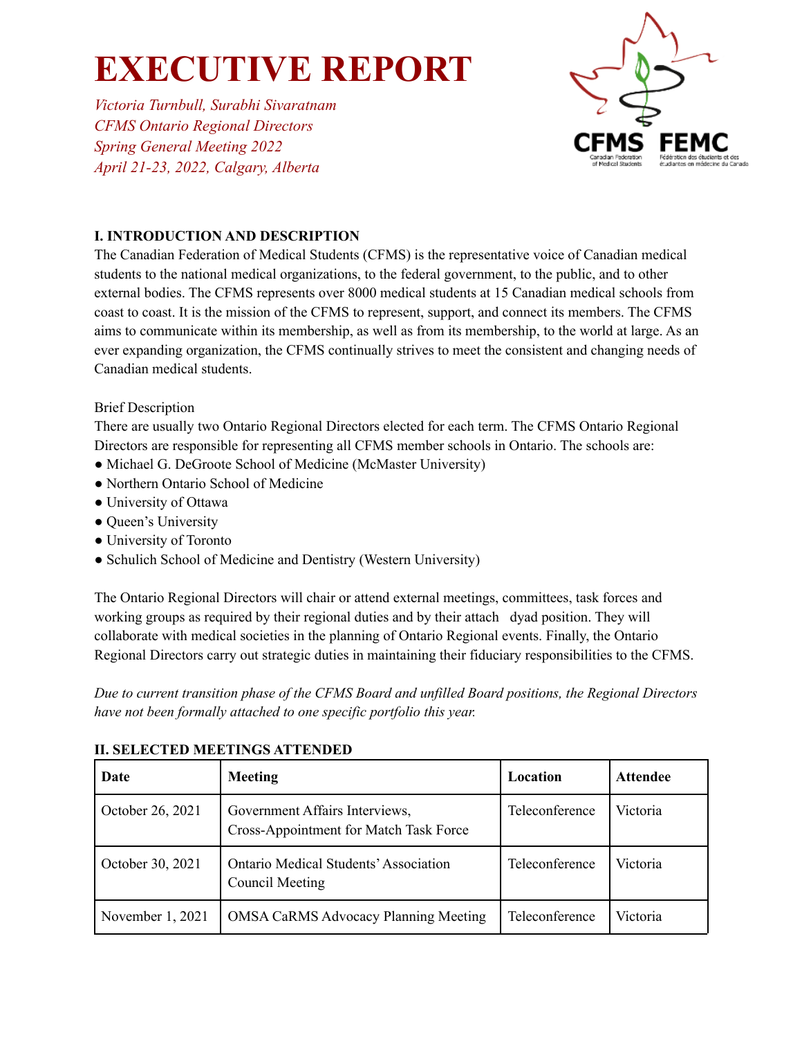# EXECUTIVE REPORT

*Victoria Turnbull, Surabhi Sivaratnam*
*CFMS Ontario Regional Directors*
*Spring General Meeting 2022*
*April 21-23, 2022, Calgary, Alberta*

### I. INTRODUCTION AND DESCRIPTION

The Canadian Federation of Medical Students (CFMS) is the representative voice of Canadian medical students to the national medical organizations, to the federal government, to the public, and to other external bodies. The CFMS represents over 8000 medical students at 15 Canadian medical schools from coast to coast. It is the mission of the CFMS to represent, support, and connect its members. The CFMS aims to communicate within its membership, as well as from its membership, to the world at large. As an ever expanding organization, the CFMS continually strives to meet the consistent and changing needs of Canadian medical students.

Brief Description

There are usually two Ontario Regional Directors elected for each term. The CFMS Ontario Regional Directors are responsible for representing all CFMS member schools in Ontario. The schools are:

- Michael G. DeGroote School of Medicine (McMaster University)
- Northern Ontario School of Medicine
- University of Ottawa
- Queen's University
- University of Toronto
- Schulich School of Medicine and Dentistry (Western University)

The Ontario Regional Directors will chair or attend external meetings, committees, task forces and working groups as required by their regional duties and by their attach dyad position. They will collaborate with medical societies in the planning of Ontario Regional events. Finally, the Ontario Regional Directors carry out strategic duties in maintaining their fiduciary responsibilities to the CFMS.

*Due to current transition phase of the CFMS Board and unfilled Board positions, the Regional Directors have not been formally attached to one specific portfolio this year.*

### II. SELECTED MEETINGS ATTENDED

| Date | Meeting | Location | Attendee |
|---|---|---|---|
| October 26, 2021 | Government Affairs Interviews, Cross-Appointment for Match Task Force | Teleconference | Victoria |
| October 30, 2021 | Ontario Medical Students' Association Council Meeting | Teleconference | Victoria |
| November 1, 2021 | OMSA CaRMS Advocacy Planning Meeting | Teleconference | Victoria |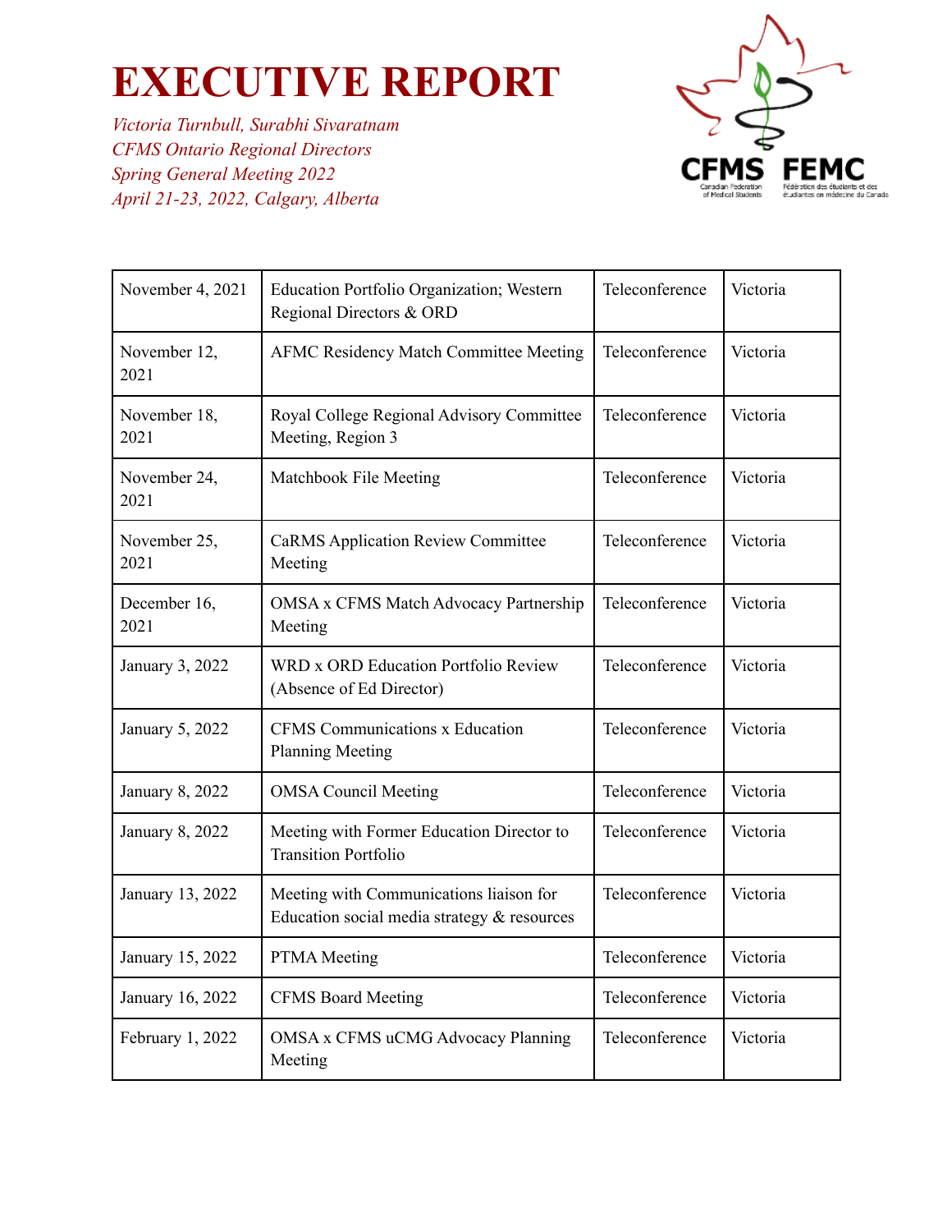# EXECUTIVE REPORT

*Victoria Turnbull, Surabhi Sivaratnam*
*CFMS Ontario Regional Directors*
*Spring General Meeting 2022*
*April 21-23, 2022, Calgary, Alberta*

| | | | |
|---|---|---|---|
| November 4, 2021 | Education Portfolio Organization; Western Regional Directors & ORD | Teleconference | Victoria |
| November 12, 2021 | AFMC Residency Match Committee Meeting | Teleconference | Victoria |
| November 18, 2021 | Royal College Regional Advisory Committee Meeting, Region 3 | Teleconference | Victoria |
| November 24, 2021 | Matchbook File Meeting | Teleconference | Victoria |
| November 25, 2021 | CaRMS Application Review Committee Meeting | Teleconference | Victoria |
| December 16, 2021 | OMSA x CFMS Match Advocacy Partnership Meeting | Teleconference | Victoria |
| January 3, 2022 | WRD x ORD Education Portfolio Review (Absence of Ed Director) | Teleconference | Victoria |
| January 5, 2022 | CFMS Communications x Education Planning Meeting | Teleconference | Victoria |
| January 8, 2022 | OMSA Council Meeting | Teleconference | Victoria |
| January 8, 2022 | Meeting with Former Education Director to Transition Portfolio | Teleconference | Victoria |
| January 13, 2022 | Meeting with Communications liaison for Education social media strategy & resources | Teleconference | Victoria |
| January 15, 2022 | PTMA Meeting | Teleconference | Victoria |
| January 16, 2022 | CFMS Board Meeting | Teleconference | Victoria |
| February 1, 2022 | OMSA x CFMS uCMG Advocacy Planning Meeting | Teleconference | Victoria |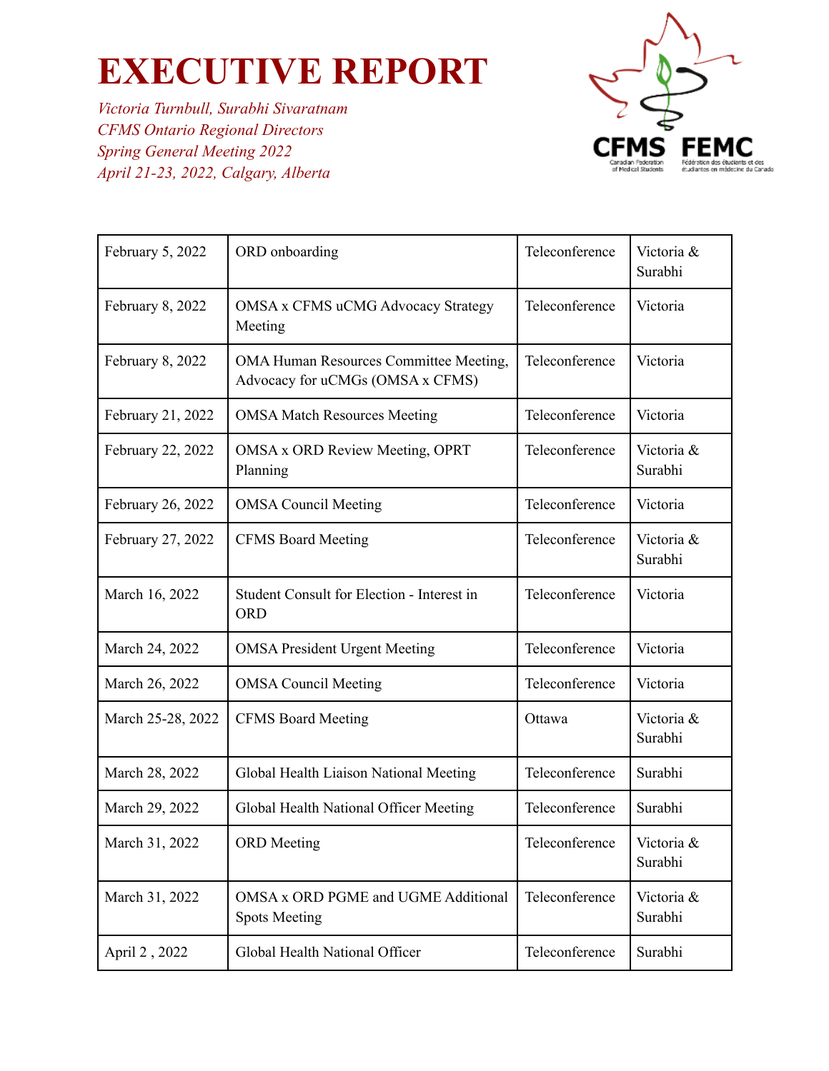# EXECUTIVE REPORT

*Victoria Turnbull, Surabhi Sivaratnam*
*CFMS Ontario Regional Directors*
*Spring General Meeting 2022*
*April 21-23, 2022, Calgary, Alberta*

| | | | |
|---|---|---|---|
| February 5, 2022 | ORD onboarding | Teleconference | Victoria & Surabhi |
| February 8, 2022 | OMSA x CFMS uCMG Advocacy Strategy Meeting | Teleconference | Victoria |
| February 8, 2022 | OMA Human Resources Committee Meeting, Advocacy for uCMGs (OMSA x CFMS) | Teleconference | Victoria |
| February 21, 2022 | OMSA Match Resources Meeting | Teleconference | Victoria |
| February 22, 2022 | OMSA x ORD Review Meeting, OPRT Planning | Teleconference | Victoria & Surabhi |
| February 26, 2022 | OMSA Council Meeting | Teleconference | Victoria |
| February 27, 2022 | CFMS Board Meeting | Teleconference | Victoria & Surabhi |
| March 16, 2022 | Student Consult for Election - Interest in ORD | Teleconference | Victoria |
| March 24, 2022 | OMSA President Urgent Meeting | Teleconference | Victoria |
| March 26, 2022 | OMSA Council Meeting | Teleconference | Victoria |
| March 25-28, 2022 | CFMS Board Meeting | Ottawa | Victoria & Surabhi |
| March 28, 2022 | Global Health Liaison National Meeting | Teleconference | Surabhi |
| March 29, 2022 | Global Health National Officer Meeting | Teleconference | Surabhi |
| March 31, 2022 | ORD Meeting | Teleconference | Victoria & Surabhi |
| March 31, 2022 | OMSA x ORD PGME and UGME Additional Spots Meeting | Teleconference | Victoria & Surabhi |
| April 2 , 2022 | Global Health National Officer | Teleconference | Surabhi |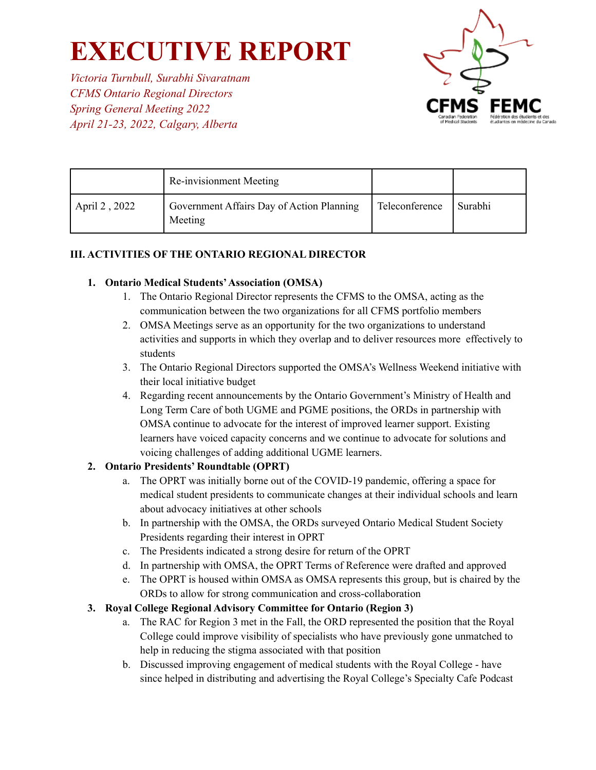# EXECUTIVE REPORT

*Victoria Turnbull, Surabhi Sivaratnam*
*CFMS Ontario Regional Directors*
*Spring General Meeting 2022*
*April 21-23, 2022, Calgary, Alberta*

| | | | |
|---|---|---|---|
| | Re-invisionment Meeting | | |
| April 2 , 2022 | Government Affairs Day of Action Planning Meeting | Teleconference | Surabhi |

**III. ACTIVITIES OF THE ONTARIO REGIONAL DIRECTOR**

1. **Ontario Medical Students' Association (OMSA)**
   1. The Ontario Regional Director represents the CFMS to the OMSA, acting as the communication between the two organizations for all CFMS portfolio members
   2. OMSA Meetings serve as an opportunity for the two organizations to understand activities and supports in which they overlap and to deliver resources more effectively to students
   3. The Ontario Regional Directors supported the OMSA's Wellness Weekend initiative with their local initiative budget
   4. Regarding recent announcements by the Ontario Government's Ministry of Health and Long Term Care of both UGME and PGME positions, the ORDs in partnership with OMSA continue to advocate for the interest of improved learner support. Existing learners have voiced capacity concerns and we continue to advocate for solutions and voicing challenges of adding additional UGME learners.
2. **Ontario Presidents' Roundtable (OPRT)**
   a. The OPRT was initially borne out of the COVID-19 pandemic, offering a space for medical student presidents to communicate changes at their individual schools and learn about advocacy initiatives at other schools
   b. In partnership with the OMSA, the ORDs surveyed Ontario Medical Student Society Presidents regarding their interest in OPRT
   c. The Presidents indicated a strong desire for return of the OPRT
   d. In partnership with OMSA, the OPRT Terms of Reference were drafted and approved
   e. The OPRT is housed within OMSA as OMSA represents this group, but is chaired by the ORDs to allow for strong communication and cross-collaboration
3. **Royal College Regional Advisory Committee for Ontario (Region 3)**
   a. The RAC for Region 3 met in the Fall, the ORD represented the position that the Royal College could improve visibility of specialists who have previously gone unmatched to help in reducing the stigma associated with that position
   b. Discussed improving engagement of medical students with the Royal College - have since helped in distributing and advertising the Royal College's Specialty Cafe Podcast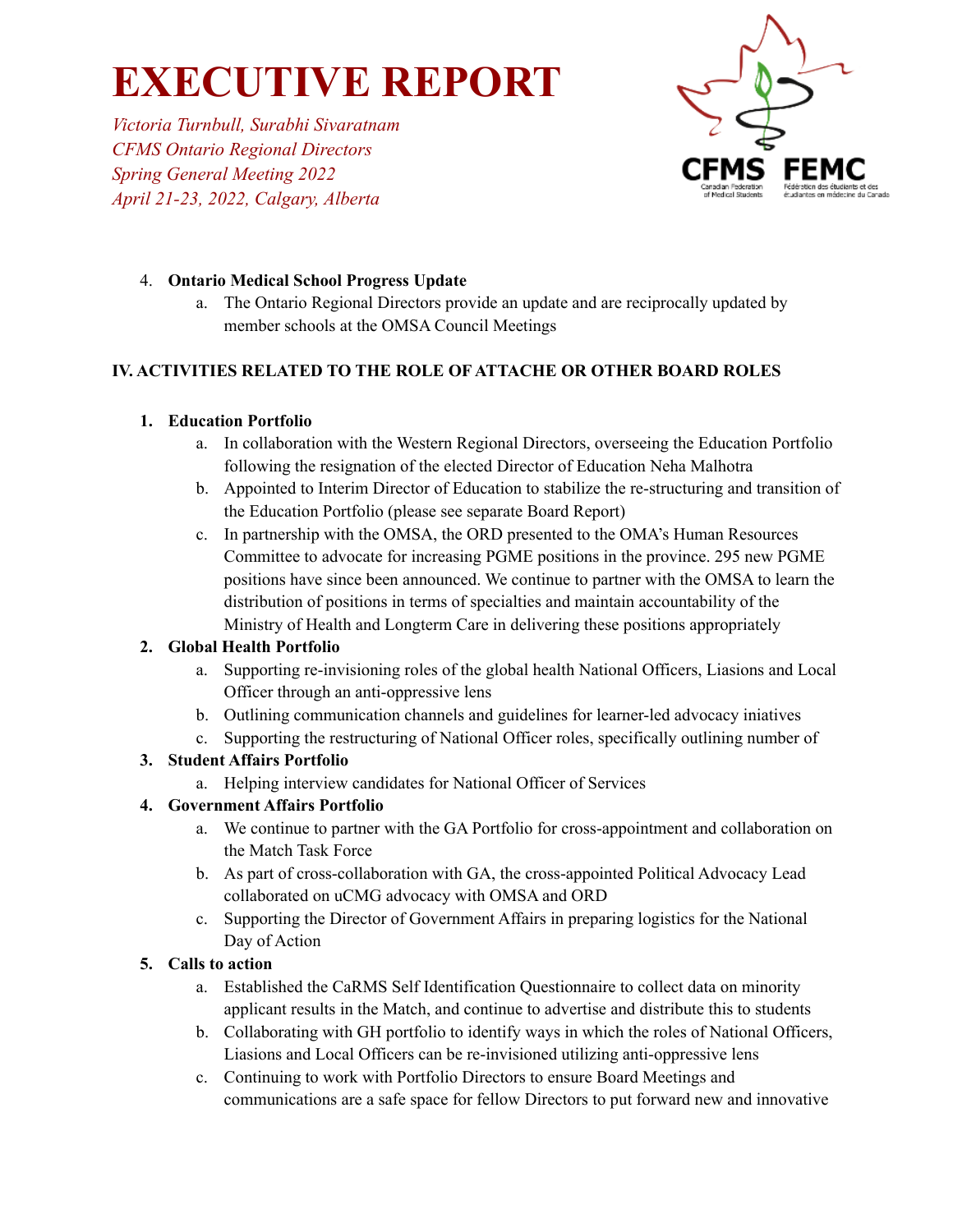# EXECUTIVE REPORT

*Victoria Turnbull, Surabhi Sivaratnam*
*CFMS Ontario Regional Directors*
*Spring General Meeting 2022*
*April 21-23, 2022, Calgary, Alberta*

4. **Ontario Medical School Progress Update**
   a. The Ontario Regional Directors provide an update and are reciprocally updated by member schools at the OMSA Council Meetings

**IV. ACTIVITIES RELATED TO THE ROLE OF ATTACHE OR OTHER BOARD ROLES**

1. **Education Portfolio**
   a. In collaboration with the Western Regional Directors, overseeing the Education Portfolio following the resignation of the elected Director of Education Neha Malhotra
   b. Appointed to Interim Director of Education to stabilize the re-structuring and transition of the Education Portfolio (please see separate Board Report)
   c. In partnership with the OMSA, the ORD presented to the OMA's Human Resources Committee to advocate for increasing PGME positions in the province. 295 new PGME positions have since been announced. We continue to partner with the OMSA to learn the distribution of positions in terms of specialties and maintain accountability of the Ministry of Health and Longterm Care in delivering these positions appropriately
2. **Global Health Portfolio**
   a. Supporting re-invisioning roles of the global health National Officers, Liasions and Local Officer through an anti-oppressive lens
   b. Outlining communication channels and guidelines for learner-led advocacy iniatives
   c. Supporting the restructuring of National Officer roles, specifically outlining number of
3. **Student Affairs Portfolio**
   a. Helping interview candidates for National Officer of Services
4. **Government Affairs Portfolio**
   a. We continue to partner with the GA Portfolio for cross-appointment and collaboration on the Match Task Force
   b. As part of cross-collaboration with GA, the cross-appointed Political Advocacy Lead collaborated on uCMG advocacy with OMSA and ORD
   c. Supporting the Director of Government Affairs in preparing logistics for the National Day of Action
5. **Calls to action**
   a. Established the CaRMS Self Identification Questionnaire to collect data on minority applicant results in the Match, and continue to advertise and distribute this to students
   b. Collaborating with GH portfolio to identify ways in which the roles of National Officers, Liasions and Local Officers can be re-invisioned utilizing anti-oppressive lens
   c. Continuing to work with Portfolio Directors to ensure Board Meetings and communications are a safe space for fellow Directors to put forward new and innovative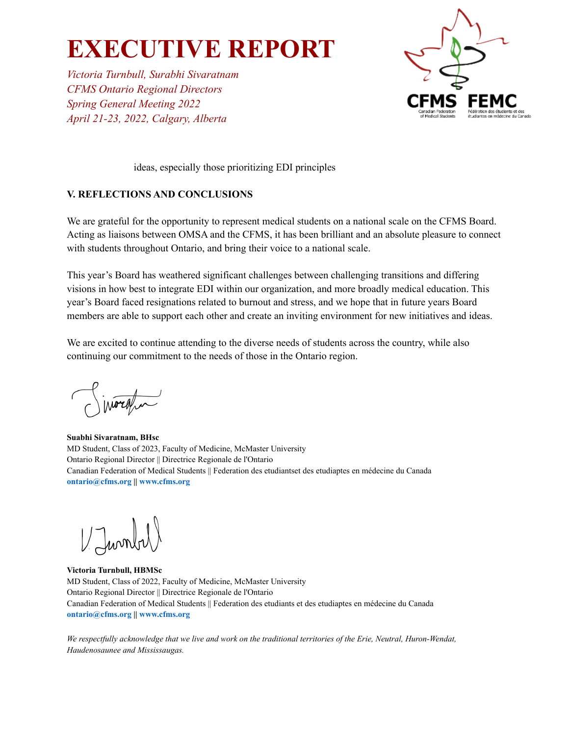ideas, especially those prioritizing EDI principles

**V. REFLECTIONS AND CONCLUSIONS**

We are grateful for the opportunity to represent medical students on a national scale on the CFMS Board. Acting as liaisons between OMSA and the CFMS, it has been brilliant and an absolute pleasure to connect with students throughout Ontario, and bring their voice to a national scale.

This year's Board has weathered significant challenges between challenging transitions and differing visions in how best to integrate EDI within our organization, and more broadly medical education. This year's Board faced resignations related to burnout and stress, and we hope that in future years Board members are able to support each other and create an inviting environment for new initiatives and ideas.

We are excited to continue attending to the diverse needs of students across the country, while also continuing our commitment to the needs of those in the Ontario region.

**Suabhi Sivaratnam, BHsc**
MD Student, Class of 2023, Faculty of Medicine, McMaster University
Ontario Regional Director || Directrice Regionale de l'Ontario
Canadian Federation of Medical Students || Federation des etudiantset des etudiaptes en médecine du Canada
**ontario@cfms.org || www.cfms.org**

**Victoria Turnbull, HBMSc**
MD Student, Class of 2022, Faculty of Medicine, McMaster University
Ontario Regional Director || Directrice Regionale de l'Ontario
Canadian Federation of Medical Students || Federation des etudiants et des etudiaptes en médecine du Canada
**ontario@cfms.org || www.cfms.org**

*We respectfully acknowledge that we live and work on the traditional territories of the Erie, Neutral, Huron-Wendat, Haudenosaunee and Mississaugas.*